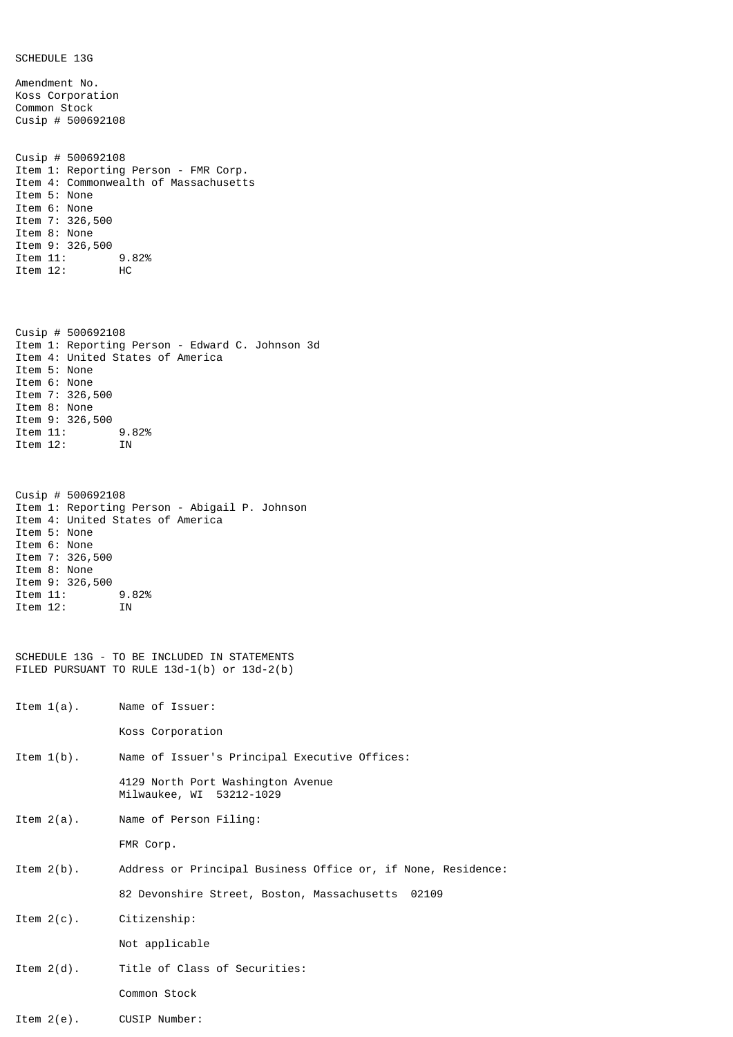SCHEDULE 13G

Amendment No.
Koss Corporation
Common Stock
Cusip # 500692108

Cusip # 500692108
Item 1: Reporting Person - FMR Corp.
Item 4: Commonwealth of Massachusetts
Item 5: None
Item 6: None
Item 7: 326,500
Item 8: None
Item 9: 326,500
Item 11: 9.82%
Item 12: HC

Cusip # 500692108
Item 1: Reporting Person - Edward C. Johnson 3d
Item 4: United States of America
Item 5: None
Item 6: None
Item 7: 326,500
Item 8: None
Item 9: 326,500
Item 11: 9.82%
Item 12: IN

Cusip # 500692108
Item 1: Reporting Person - Abigail P. Johnson
Item 4: United States of America
Item 5: None
Item 6: None
Item 7: 326,500
Item 8: None
Item 9: 326,500
Item 11: 9.82%
Item 12: IN

SCHEDULE 13G - TO BE INCLUDED IN STATEMENTS
FILED PURSUANT TO RULE 13d-1(b) or 13d-2(b)

Item 1(a). Name of Issuer:

Koss Corporation

Item 1(b). Name of Issuer's Principal Executive Offices:

4129 North Port Washington Avenue
Milwaukee, WI 53212-1029

Item 2(a). Name of Person Filing:

FMR Corp.

Item 2(b). Address or Principal Business Office or, if None, Residence:

82 Devonshire Street, Boston, Massachusetts 02109

Item 2(c). Citizenship:

Not applicable

Item 2(d). Title of Class of Securities:

Common Stock

Item 2(e). CUSIP Number: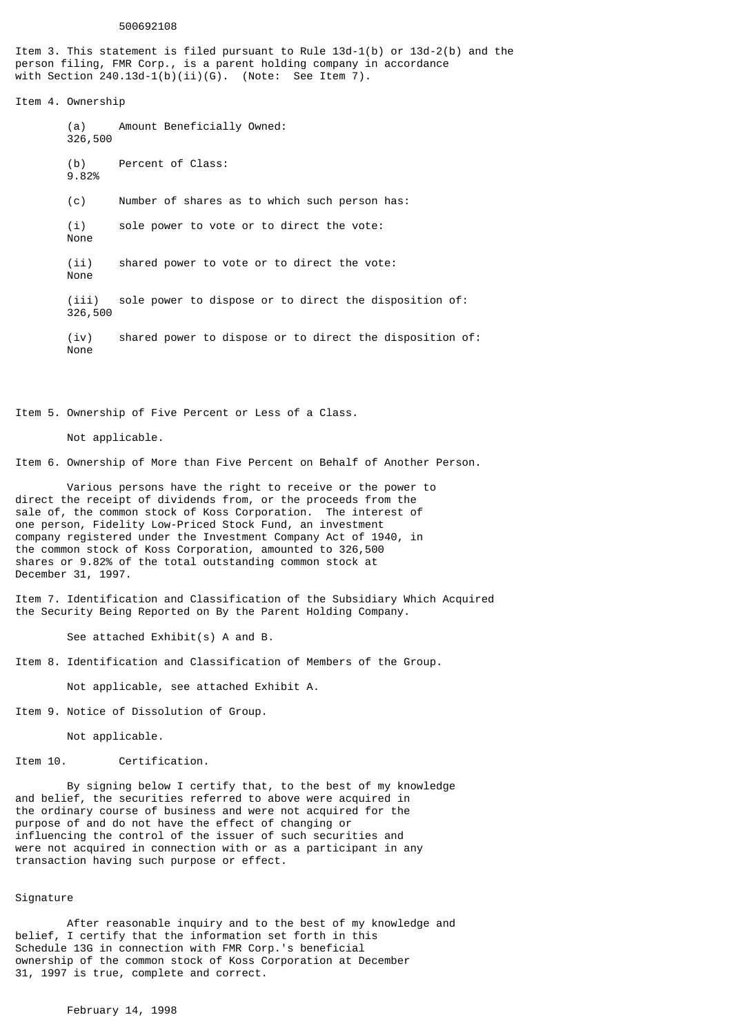500692108

Item 3. This statement is filed pursuant to Rule 13d-1(b) or 13d-2(b) and the person filing, FMR Corp., is a parent holding company in accordance with Section 240.13d-1(b)(ii)(G). (Note: See Item 7).

Item 4. Ownership

(a) Amount Beneficially Owned:
326,500

(b) Percent of Class:
9.82%

(c) Number of shares as to which such person has:

(i) sole power to vote or to direct the vote:
None

(ii) shared power to vote or to direct the vote:
None

(iii) sole power to dispose or to direct the disposition of:
326,500

(iv) shared power to dispose or to direct the disposition of:
None

Item 5. Ownership of Five Percent or Less of a Class.

Not applicable.

Item 6. Ownership of More than Five Percent on Behalf of Another Person.

Various persons have the right to receive or the power to direct the receipt of dividends from, or the proceeds from the sale of, the common stock of Koss Corporation. The interest of one person, Fidelity Low-Priced Stock Fund, an investment company registered under the Investment Company Act of 1940, in the common stock of Koss Corporation, amounted to 326,500 shares or 9.82% of the total outstanding common stock at December 31, 1997.

Item 7. Identification and Classification of the Subsidiary Which Acquired the Security Being Reported on By the Parent Holding Company.

See attached Exhibit(s) A and B.

Item 8. Identification and Classification of Members of the Group.

Not applicable, see attached Exhibit A.

Item 9. Notice of Dissolution of Group.

Not applicable.

Item 10. Certification.

By signing below I certify that, to the best of my knowledge and belief, the securities referred to above were acquired in the ordinary course of business and were not acquired for the purpose of and do not have the effect of changing or influencing the control of the issuer of such securities and were not acquired in connection with or as a participant in any transaction having such purpose or effect.

Signature

After reasonable inquiry and to the best of my knowledge and belief, I certify that the information set forth in this Schedule 13G in connection with FMR Corp.'s beneficial ownership of the common stock of Koss Corporation at December 31, 1997 is true, complete and correct.

February 14, 1998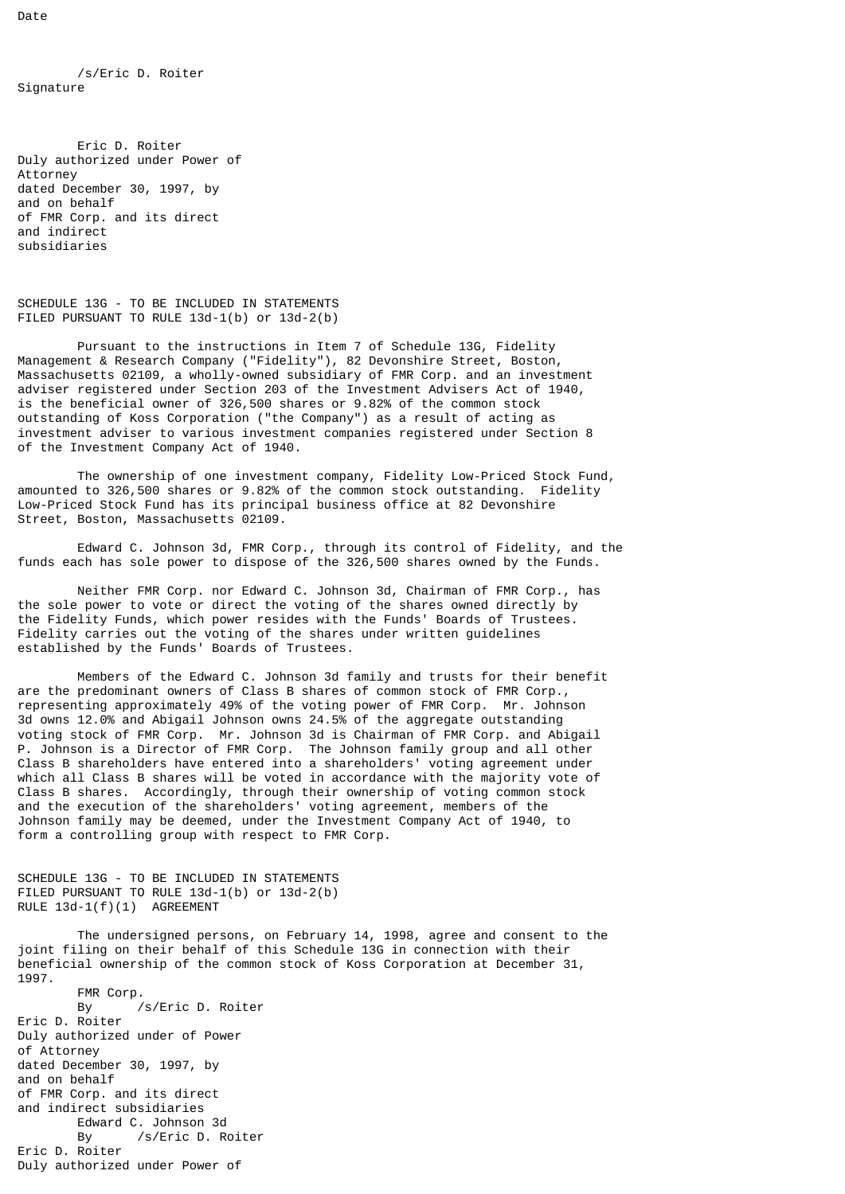Date

/s/Eric D. Roiter
Signature

Eric D. Roiter
Duly authorized under Power of Attorney
dated December 30, 1997, by and on behalf
of FMR Corp. and its direct and indirect subsidiaries

SCHEDULE 13G - TO BE INCLUDED IN STATEMENTS FILED PURSUANT TO RULE 13d-1(b) or 13d-2(b)

Pursuant to the instructions in Item 7 of Schedule 13G, Fidelity Management & Research Company ("Fidelity"), 82 Devonshire Street, Boston, Massachusetts 02109, a wholly-owned subsidiary of FMR Corp. and an investment adviser registered under Section 203 of the Investment Advisers Act of 1940, is the beneficial owner of 326,500 shares or 9.82% of the common stock outstanding of Koss Corporation ("the Company") as a result of acting as investment adviser to various investment companies registered under Section 8 of the Investment Company Act of 1940.

The ownership of one investment company, Fidelity Low-Priced Stock Fund, amounted to 326,500 shares or 9.82% of the common stock outstanding. Fidelity Low-Priced Stock Fund has its principal business office at 82 Devonshire Street, Boston, Massachusetts 02109.

Edward C. Johnson 3d, FMR Corp., through its control of Fidelity, and the funds each has sole power to dispose of the 326,500 shares owned by the Funds.

Neither FMR Corp. nor Edward C. Johnson 3d, Chairman of FMR Corp., has the sole power to vote or direct the voting of the shares owned directly by the Fidelity Funds, which power resides with the Funds' Boards of Trustees. Fidelity carries out the voting of the shares under written guidelines established by the Funds' Boards of Trustees.

Members of the Edward C. Johnson 3d family and trusts for their benefit are the predominant owners of Class B shares of common stock of FMR Corp., representing approximately 49% of the voting power of FMR Corp. Mr. Johnson 3d owns 12.0% and Abigail Johnson owns 24.5% of the aggregate outstanding voting stock of FMR Corp. Mr. Johnson 3d is Chairman of FMR Corp. and Abigail P. Johnson is a Director of FMR Corp. The Johnson family group and all other Class B shareholders have entered into a shareholders' voting agreement under which all Class B shares will be voted in accordance with the majority vote of Class B shares. Accordingly, through their ownership of voting common stock and the execution of the shareholders' voting agreement, members of the Johnson family may be deemed, under the Investment Company Act of 1940, to form a controlling group with respect to FMR Corp.

SCHEDULE 13G - TO BE INCLUDED IN STATEMENTS FILED PURSUANT TO RULE 13d-1(b) or 13d-2(b)
RULE 13d-1(f)(1) AGREEMENT

The undersigned persons, on February 14, 1998, agree and consent to the joint filing on their behalf of this Schedule 13G in connection with their beneficial ownership of the common stock of Koss Corporation at December 31, 1997.

FMR Corp.
By /s/Eric D. Roiter
Eric D. Roiter
Duly authorized under of Power of Attorney
dated December 30, 1997, by and on behalf
of FMR Corp. and its direct and indirect subsidiaries

Edward C. Johnson 3d
By /s/Eric D. Roiter
Eric D. Roiter
Duly authorized under Power of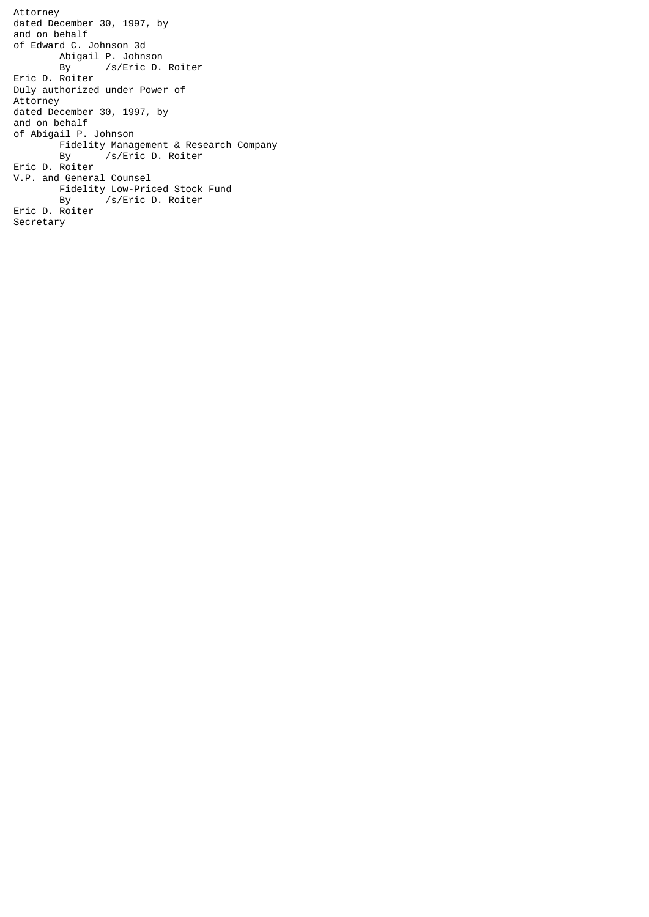Attorney
dated December 30, 1997, by
and on behalf
of Edward C. Johnson 3d

Abigail P. Johnson

By /s/Eric D. Roiter

Eric D. Roiter
Duly authorized under Power of
Attorney
dated December 30, 1997, by
and on behalf
of Abigail P. Johnson

Fidelity Management & Research Company

By /s/Eric D. Roiter

Eric D. Roiter
V.P. and General Counsel

Fidelity Low-Priced Stock Fund

By /s/Eric D. Roiter

Eric D. Roiter
Secretary